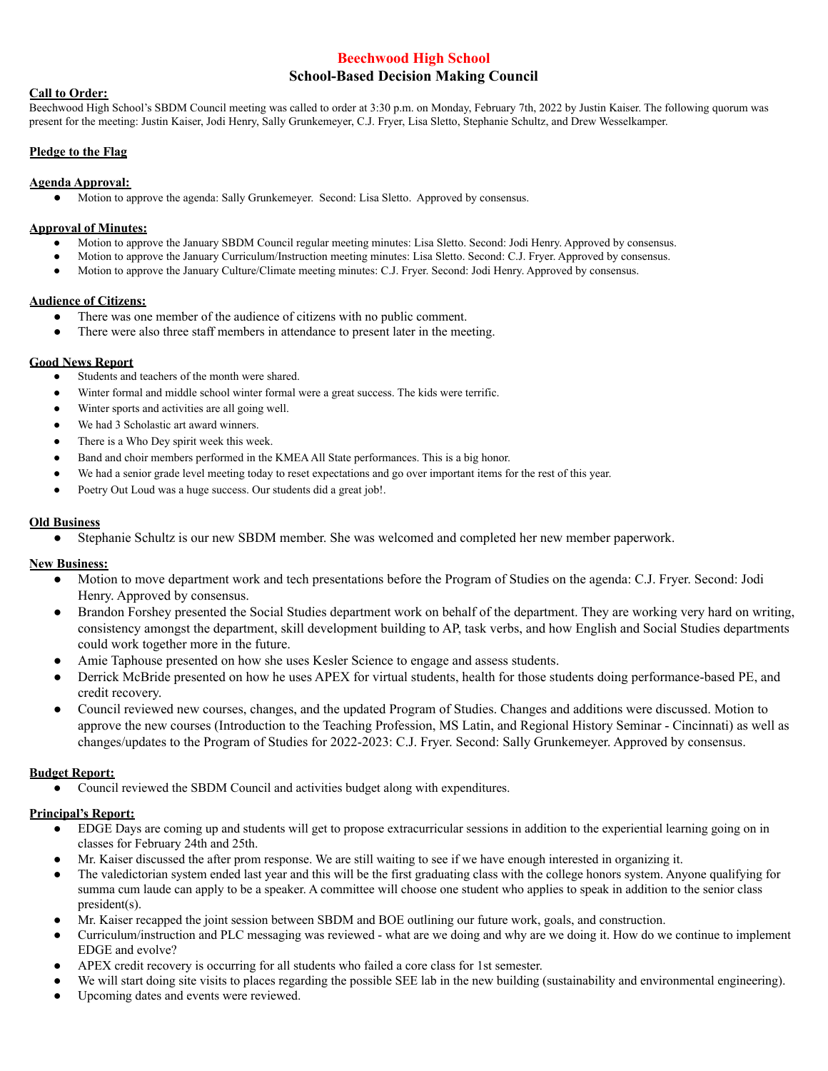# Beechwood High School

## School-Based Decision Making Council

**Call to Order:**

Beechwood High School's SBDM Council meeting was called to order at 3:30 p.m. on Monday, February 7th, 2022 by Justin Kaiser. The following quorum was present for the meeting: Justin Kaiser, Jodi Henry, Sally Grunkemeyer, C.J. Fryer, Lisa Sletto, Stephanie Schultz, and Drew Wesselkamper.

**Pledge to the Flag**

**Agenda Approval:**

- Motion to approve the agenda: Sally Grunkemeyer. Second: Lisa Sletto. Approved by consensus.

**Approval of Minutes:**

- Motion to approve the January SBDM Council regular meeting minutes: Lisa Sletto. Second: Jodi Henry. Approved by consensus.
- Motion to approve the January Curriculum/Instruction meeting minutes: Lisa Sletto. Second: C.J. Fryer. Approved by consensus.
- Motion to approve the January Culture/Climate meeting minutes: C.J. Fryer. Second: Jodi Henry. Approved by consensus.

**Audience of Citizens:**

- There was one member of the audience of citizens with no public comment.
- There were also three staff members in attendance to present later in the meeting.

**Good News Report**

- Students and teachers of the month were shared.
- Winter formal and middle school winter formal were a great success. The kids were terrific.
- Winter sports and activities are all going well.
- We had 3 Scholastic art award winners.
- There is a Who Dey spirit week this week.
- Band and choir members performed in the KMEA All State performances. This is a big honor.
- We had a senior grade level meeting today to reset expectations and go over important items for the rest of this year.
- Poetry Out Loud was a huge success. Our students did a great job!.

**Old Business**

- Stephanie Schultz is our new SBDM member. She was welcomed and completed her new member paperwork.

**New Business:**

- Motion to move department work and tech presentations before the Program of Studies on the agenda: C.J. Fryer. Second: Jodi Henry. Approved by consensus.
- Brandon Forshey presented the Social Studies department work on behalf of the department. They are working very hard on writing, consistency amongst the department, skill development building to AP, task verbs, and how English and Social Studies departments could work together more in the future.
- Amie Taphouse presented on how she uses Kesler Science to engage and assess students.
- Derrick McBride presented on how he uses APEX for virtual students, health for those students doing performance-based PE, and credit recovery.
- Council reviewed new courses, changes, and the updated Program of Studies. Changes and additions were discussed. Motion to approve the new courses (Introduction to the Teaching Profession, MS Latin, and Regional History Seminar - Cincinnati) as well as changes/updates to the Program of Studies for 2022-2023: C.J. Fryer. Second: Sally Grunkemeyer. Approved by consensus.

**Budget Report:**

- Council reviewed the SBDM Council and activities budget along with expenditures.

**Principal's Report:**

- EDGE Days are coming up and students will get to propose extracurricular sessions in addition to the experiential learning going on in classes for February 24th and 25th.
- Mr. Kaiser discussed the after prom response. We are still waiting to see if we have enough interested in organizing it.
- The valedictorian system ended last year and this will be the first graduating class with the college honors system. Anyone qualifying for summa cum laude can apply to be a speaker. A committee will choose one student who applies to speak in addition to the senior class president(s).
- Mr. Kaiser recapped the joint session between SBDM and BOE outlining our future work, goals, and construction.
- Curriculum/instruction and PLC messaging was reviewed - what are we doing and why are we doing it. How do we continue to implement EDGE and evolve?
- APEX credit recovery is occurring for all students who failed a core class for 1st semester.
- We will start doing site visits to places regarding the possible SEE lab in the new building (sustainability and environmental engineering).
- Upcoming dates and events were reviewed.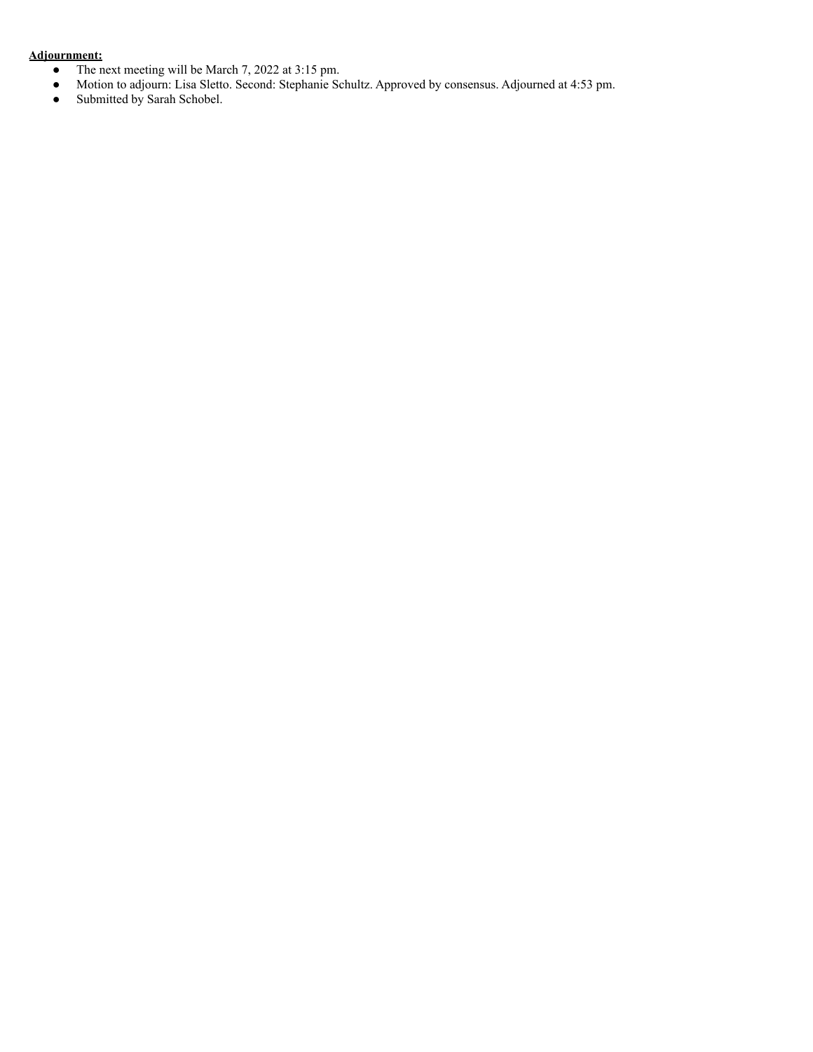**Adjournment:**

- The next meeting will be March 7, 2022 at 3:15 pm.
- Motion to adjourn: Lisa Sletto. Second: Stephanie Schultz. Approved by consensus. Adjourned at 4:53 pm.
- Submitted by Sarah Schobel.